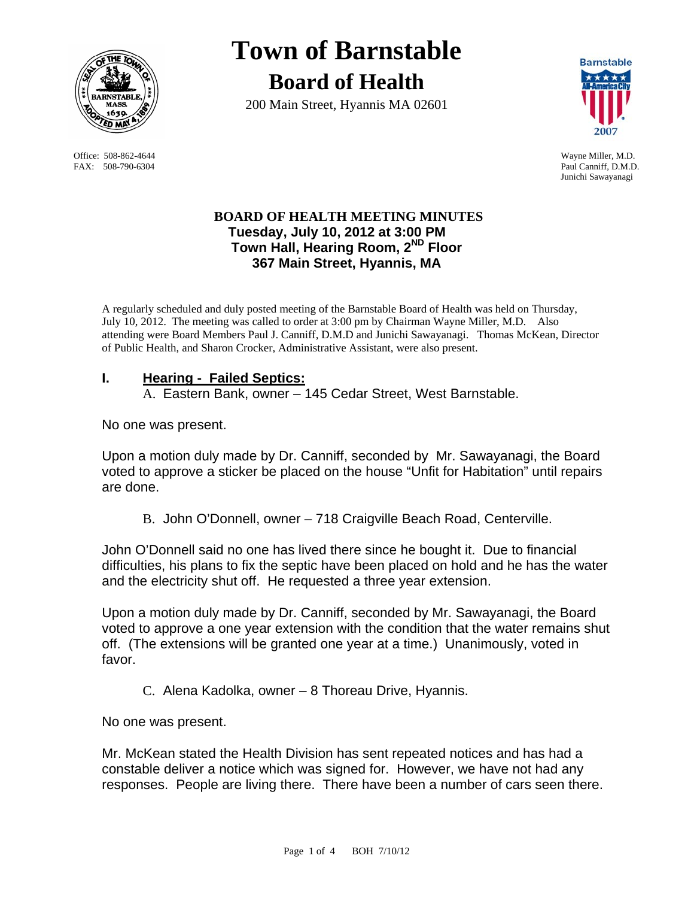# Town of Barnstable

## Board of Health

200 Main Street, Hyannis MA 02601

Office: 508-862-4644
FAX: 508-790-6304

Wayne Miller, M.D.
Paul Canniff, D.M.D.
Junichi Sawayanagi

**BOARD OF HEALTH MEETING MINUTES**
**Tuesday, July 10, 2012 at 3:00 PM**
**Town Hall, Hearing Room, 2ND Floor**
**367 Main Street, Hyannis, MA**

A regularly scheduled and duly posted meeting of the Barnstable Board of Health was held on Thursday, July 10, 2012. The meeting was called to order at 3:00 pm by Chairman Wayne Miller, M.D. Also attending were Board Members Paul J. Canniff, D.M.D and Junichi Sawayanagi. Thomas McKean, Director of Public Health, and Sharon Crocker, Administrative Assistant, were also present.

## I. Hearing - Failed Septics:

A. Eastern Bank, owner – 145 Cedar Street, West Barnstable.

No one was present.

Upon a motion duly made by Dr. Canniff, seconded by Mr. Sawayanagi, the Board voted to approve a sticker be placed on the house "Unfit for Habitation" until repairs are done.

B. John O'Donnell, owner – 718 Craigville Beach Road, Centerville.

John O'Donnell said no one has lived there since he bought it. Due to financial difficulties, his plans to fix the septic have been placed on hold and he has the water and the electricity shut off. He requested a three year extension.

Upon a motion duly made by Dr. Canniff, seconded by Mr. Sawayanagi, the Board voted to approve a one year extension with the condition that the water remains shut off. (The extensions will be granted one year at a time.) Unanimously, voted in favor.

C. Alena Kadolka, owner – 8 Thoreau Drive, Hyannis.

No one was present.

Mr. McKean stated the Health Division has sent repeated notices and has had a constable deliver a notice which was signed for. However, we have not had any responses. People are living there. There have been a number of cars seen there.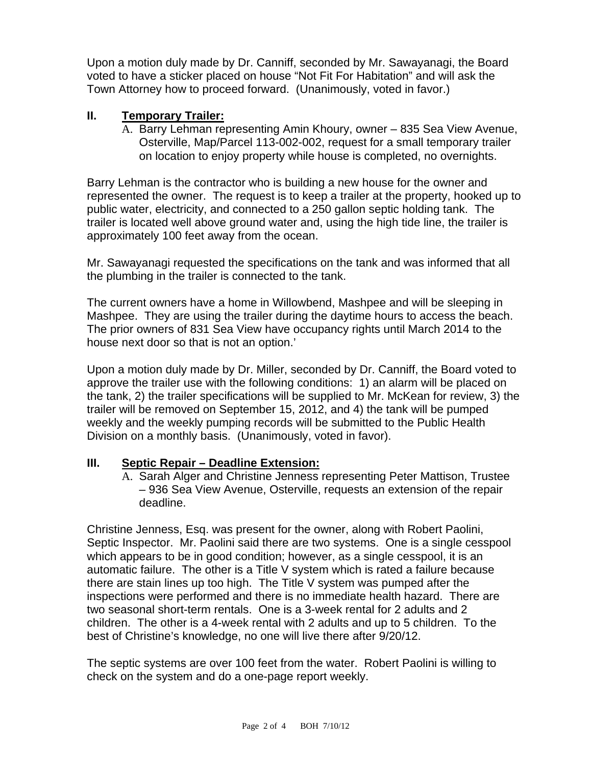Upon a motion duly made by Dr. Canniff, seconded by Mr. Sawayanagi, the Board voted to have a sticker placed on house "Not Fit For Habitation" and will ask the Town Attorney how to proceed forward. (Unanimously, voted in favor.)

## II. Temporary Trailer:

A. Barry Lehman representing Amin Khoury, owner – 835 Sea View Avenue, Osterville, Map/Parcel 113-002-002, request for a small temporary trailer on location to enjoy property while house is completed, no overnights.

Barry Lehman is the contractor who is building a new house for the owner and represented the owner. The request is to keep a trailer at the property, hooked up to public water, electricity, and connected to a 250 gallon septic holding tank. The trailer is located well above ground water and, using the high tide line, the trailer is approximately 100 feet away from the ocean.

Mr. Sawayanagi requested the specifications on the tank and was informed that all the plumbing in the trailer is connected to the tank.

The current owners have a home in Willowbend, Mashpee and will be sleeping in Mashpee. They are using the trailer during the daytime hours to access the beach. The prior owners of 831 Sea View have occupancy rights until March 2014 to the house next door so that is not an option.'

Upon a motion duly made by Dr. Miller, seconded by Dr. Canniff, the Board voted to approve the trailer use with the following conditions: 1) an alarm will be placed on the tank, 2) the trailer specifications will be supplied to Mr. McKean for review, 3) the trailer will be removed on September 15, 2012, and 4) the tank will be pumped weekly and the weekly pumping records will be submitted to the Public Health Division on a monthly basis. (Unanimously, voted in favor).

## III. Septic Repair – Deadline Extension:

A. Sarah Alger and Christine Jenness representing Peter Mattison, Trustee – 936 Sea View Avenue, Osterville, requests an extension of the repair deadline.

Christine Jenness, Esq. was present for the owner, along with Robert Paolini, Septic Inspector. Mr. Paolini said there are two systems. One is a single cesspool which appears to be in good condition; however, as a single cesspool, it is an automatic failure. The other is a Title V system which is rated a failure because there are stain lines up too high. The Title V system was pumped after the inspections were performed and there is no immediate health hazard. There are two seasonal short-term rentals. One is a 3-week rental for 2 adults and 2 children. The other is a 4-week rental with 2 adults and up to 5 children. To the best of Christine's knowledge, no one will live there after 9/20/12.

The septic systems are over 100 feet from the water. Robert Paolini is willing to check on the system and do a one-page report weekly.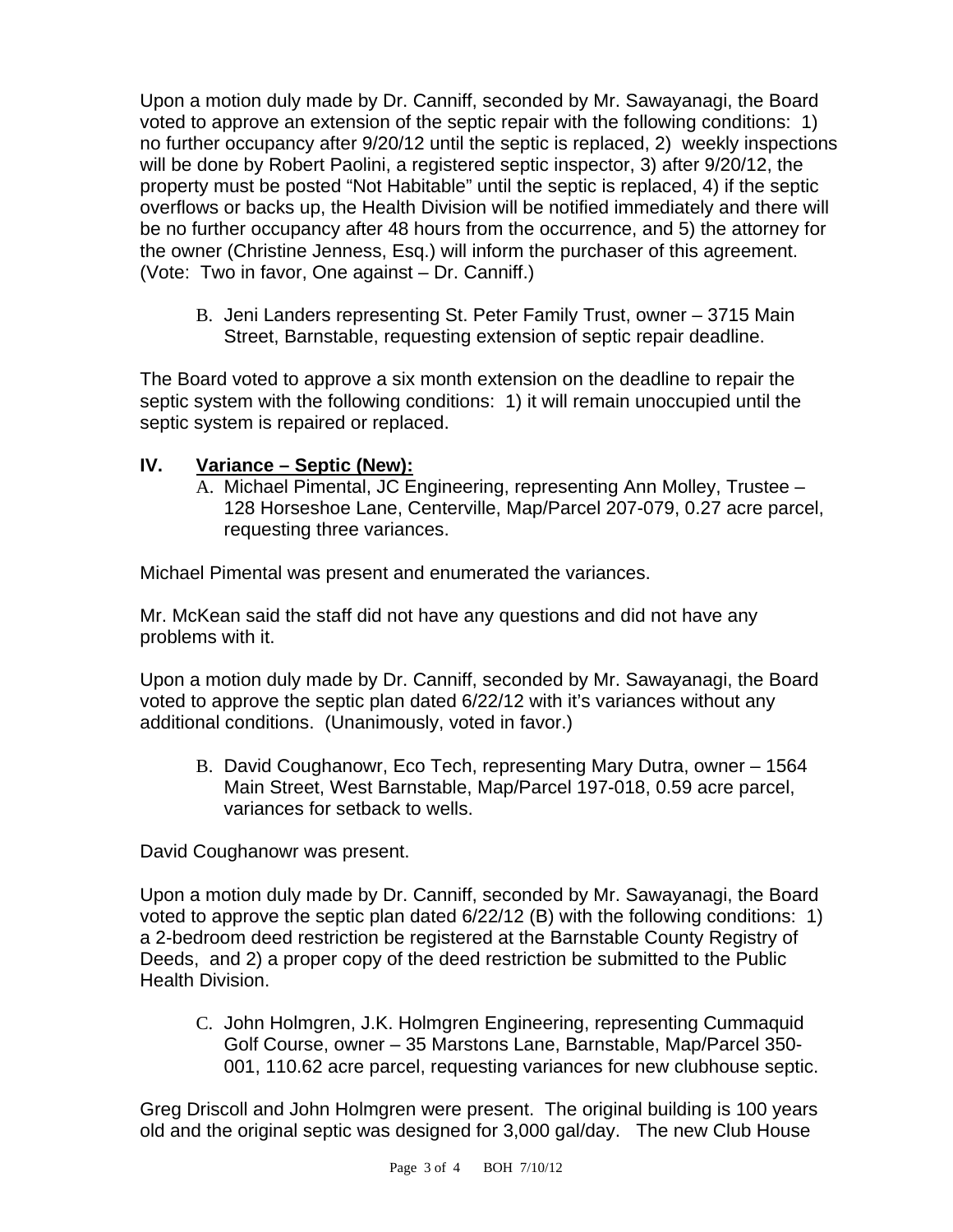Upon a motion duly made by Dr. Canniff, seconded by Mr. Sawayanagi, the Board voted to approve an extension of the septic repair with the following conditions: 1) no further occupancy after 9/20/12 until the septic is replaced, 2) weekly inspections will be done by Robert Paolini, a registered septic inspector, 3) after 9/20/12, the property must be posted "Not Habitable" until the septic is replaced, 4) if the septic overflows or backs up, the Health Division will be notified immediately and there will be no further occupancy after 48 hours from the occurrence, and 5) the attorney for the owner (Christine Jenness, Esq.) will inform the purchaser of this agreement. (Vote: Two in favor, One against – Dr. Canniff.)

B. Jeni Landers representing St. Peter Family Trust, owner – 3715 Main Street, Barnstable, requesting extension of septic repair deadline.

The Board voted to approve a six month extension on the deadline to repair the septic system with the following conditions: 1) it will remain unoccupied until the septic system is repaired or replaced.

## IV. Variance – Septic (New):

A. Michael Pimental, JC Engineering, representing Ann Molley, Trustee – 128 Horseshoe Lane, Centerville, Map/Parcel 207-079, 0.27 acre parcel, requesting three variances.

Michael Pimental was present and enumerated the variances.

Mr. McKean said the staff did not have any questions and did not have any problems with it.

Upon a motion duly made by Dr. Canniff, seconded by Mr. Sawayanagi, the Board voted to approve the septic plan dated 6/22/12 with it's variances without any additional conditions. (Unanimously, voted in favor.)

B. David Coughanowr, Eco Tech, representing Mary Dutra, owner – 1564 Main Street, West Barnstable, Map/Parcel 197-018, 0.59 acre parcel, variances for setback to wells.

David Coughanowr was present.

Upon a motion duly made by Dr. Canniff, seconded by Mr. Sawayanagi, the Board voted to approve the septic plan dated 6/22/12 (B) with the following conditions: 1) a 2-bedroom deed restriction be registered at the Barnstable County Registry of Deeds, and 2) a proper copy of the deed restriction be submitted to the Public Health Division.

C. John Holmgren, J.K. Holmgren Engineering, representing Cummaquid Golf Course, owner – 35 Marstons Lane, Barnstable, Map/Parcel 350-001, 110.62 acre parcel, requesting variances for new clubhouse septic.

Greg Driscoll and John Holmgren were present. The original building is 100 years old and the original septic was designed for 3,000 gal/day. The new Club House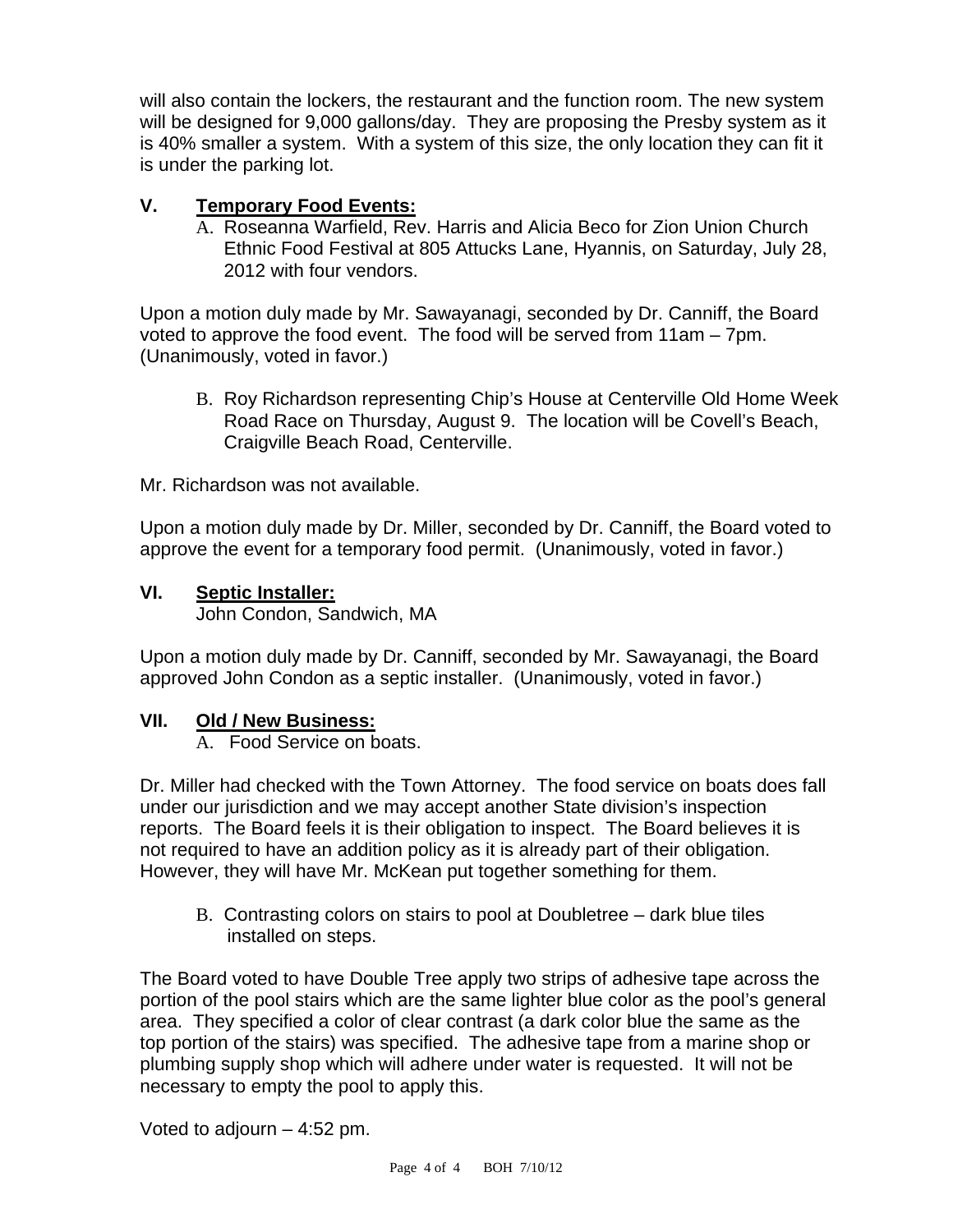will also contain the lockers, the restaurant and the function room. The new system will be designed for 9,000 gallons/day. They are proposing the Presby system as it is 40% smaller a system. With a system of this size, the only location they can fit it is under the parking lot.

## V. Temporary Food Events:

A. Roseanna Warfield, Rev. Harris and Alicia Beco for Zion Union Church Ethnic Food Festival at 805 Attucks Lane, Hyannis, on Saturday, July 28, 2012 with four vendors.

Upon a motion duly made by Mr. Sawayanagi, seconded by Dr. Canniff, the Board voted to approve the food event. The food will be served from 11am – 7pm. (Unanimously, voted in favor.)

B. Roy Richardson representing Chip's House at Centerville Old Home Week Road Race on Thursday, August 9. The location will be Covell's Beach, Craigville Beach Road, Centerville.

Mr. Richardson was not available.

Upon a motion duly made by Dr. Miller, seconded by Dr. Canniff, the Board voted to approve the event for a temporary food permit. (Unanimously, voted in favor.)

## VI. Septic Installer:

John Condon, Sandwich, MA

Upon a motion duly made by Dr. Canniff, seconded by Mr. Sawayanagi, the Board approved John Condon as a septic installer. (Unanimously, voted in favor.)

## VII. Old / New Business:

A. Food Service on boats.

Dr. Miller had checked with the Town Attorney. The food service on boats does fall under our jurisdiction and we may accept another State division's inspection reports. The Board feels it is their obligation to inspect. The Board believes it is not required to have an addition policy as it is already part of their obligation. However, they will have Mr. McKean put together something for them.

B. Contrasting colors on stairs to pool at Doubletree – dark blue tiles installed on steps.

The Board voted to have Double Tree apply two strips of adhesive tape across the portion of the pool stairs which are the same lighter blue color as the pool's general area. They specified a color of clear contrast (a dark color blue the same as the top portion of the stairs) was specified. The adhesive tape from a marine shop or plumbing supply shop which will adhere under water is requested. It will not be necessary to empty the pool to apply this.

Voted to adjourn – 4:52 pm.